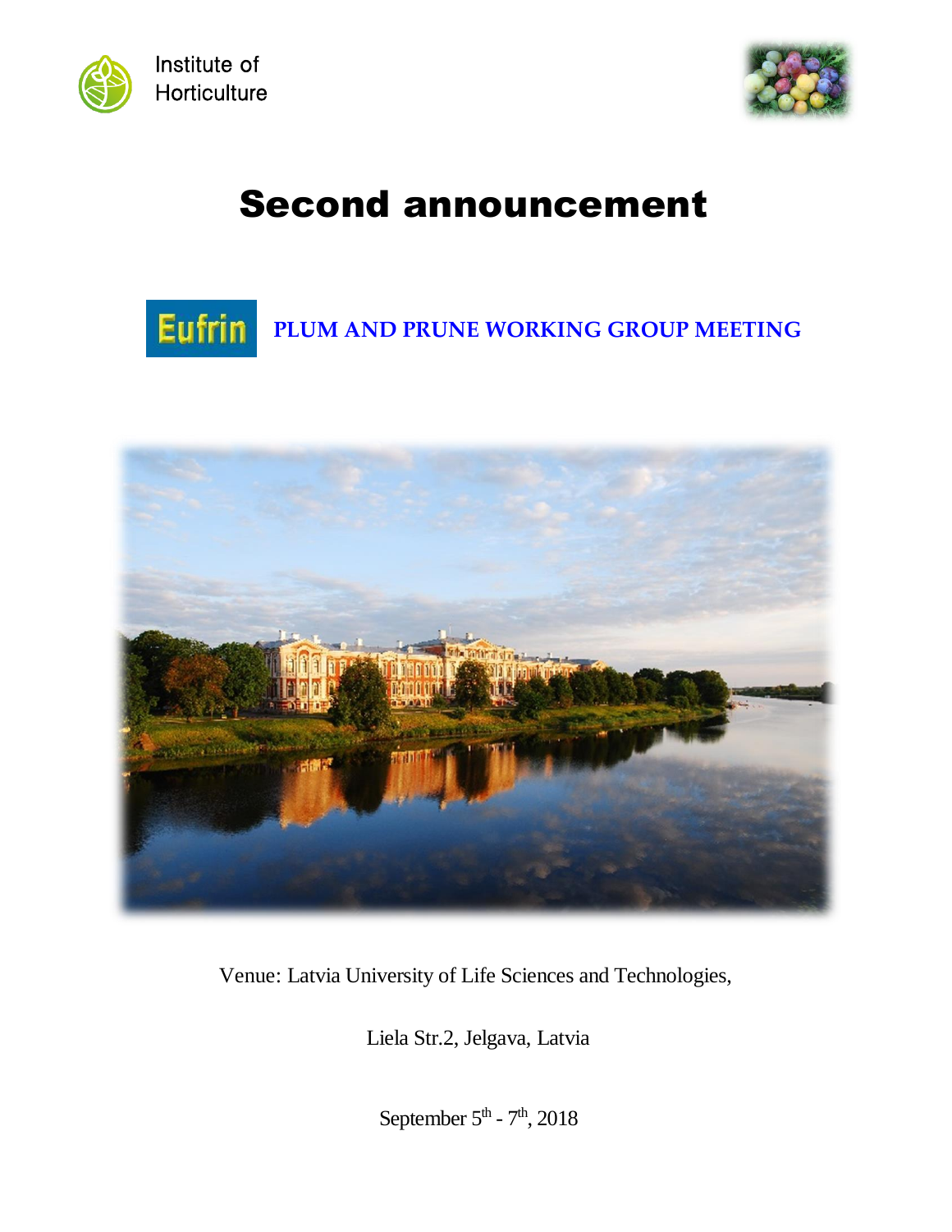Institute of Horticulture

# Second announcement

Eufrin

## PLUM AND PRUNE WORKING GROUP MEETING

Venue: Latvia University of Life Sciences and Technologies,

Liela Str.2, Jelgava, Latvia

September 5th - 7th, 2018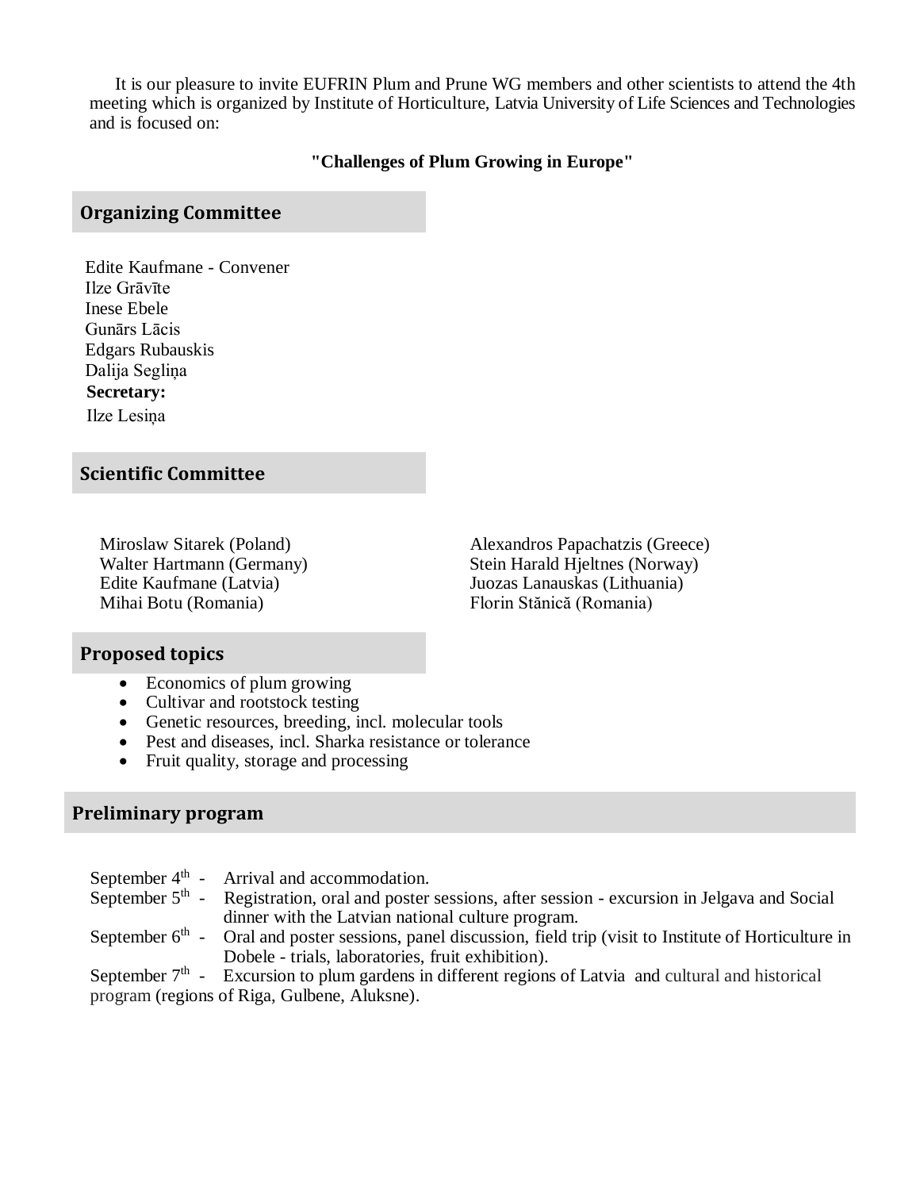It is our pleasure to invite EUFRIN Plum and Prune WG members and other scientists to attend the 4th meeting which is organized by Institute of Horticulture, Latvia University of Life Sciences and Technologies and is focused on:

**"Challenges of Plum Growing in Europe"**

## Organizing Committee

Edite Kaufmane - Convener
Ilze Grāvīte
Inese Ebele
Gunārs Lācis
Edgars Rubauskis
Dalija Segliņa

**Secretary:**
Ilze Lesiņa

## Scientific Committee

Miroslaw Sitarek (Poland)
Walter Hartmann (Germany)
Edite Kaufmane (Latvia)
Mihai Botu (Romania)
Alexandros Papachatzis (Greece)
Stein Harald Hjeltnes (Norway)
Juozas Lanauskas (Lithuania)
Florin Stănică (Romania)

## Proposed topics

- Economics of plum growing
- Cultivar and rootstock testing
- Genetic resources, breeding, incl. molecular tools
- Pest and diseases, incl. Sharka resistance or tolerance
- Fruit quality, storage and processing

## Preliminary program

September 4th - Arrival and accommodation.
September 5th - Registration, oral and poster sessions, after session - excursion in Jelgava and Social dinner with the Latvian national culture program.
September 6th - Oral and poster sessions, panel discussion, field trip (visit to Institute of Horticulture in Dobele - trials, laboratories, fruit exhibition).
September 7th - Excursion to plum gardens in different regions of Latvia and cultural and historical program (regions of Riga, Gulbene, Aluksne).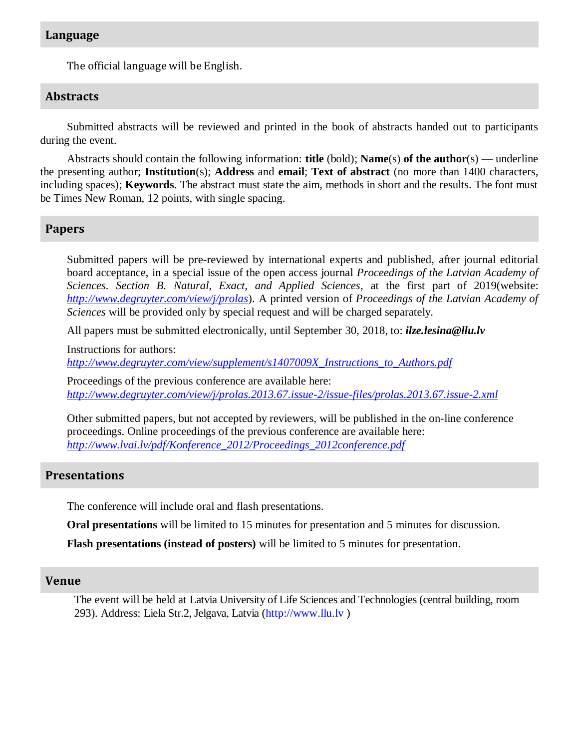## Language

The official language will be English.

## Abstracts

Submitted abstracts will be reviewed and printed in the book of abstracts handed out to participants during the event.

Abstracts should contain the following information: **title** (bold); **Name**(s) **of the author**(s) — underline the presenting author; **Institution**(s); **Address** and **email**; **Text of abstract** (no more than 1400 characters, including spaces); **Keywords**. The abstract must state the aim, methods in short and the results. The font must be Times New Roman, 12 points, with single spacing.

## Papers

Submitted papers will be pre-reviewed by international experts and published, after journal editorial board acceptance, in a special issue of the open access journal *Proceedings of the Latvian Academy of Sciences. Section B. Natural, Exact, and Applied Sciences*, at the first part of 2019(website: *http://www.degruyter.com/view/j/prolas*). A printed version of *Proceedings of the Latvian Academy of Sciences* will be provided only by special request and will be charged separately.

All papers must be submitted electronically, until September 30, 2018, to: ***ilze.lesina@llu.lv***

Instructions for authors:
*http://www.degruyter.com/view/supplement/s1407009X_Instructions_to_Authors.pdf*

Proceedings of the previous conference are available here:
*http://www.degruyter.com/view/j/prolas.2013.67.issue-2/issue-files/prolas.2013.67.issue-2.xml*

Other submitted papers, but not accepted by reviewers, will be published in the on-line conference proceedings. Online proceedings of the previous conference are available here:
*http://www.lvai.lv/pdf/Konference_2012/Proceedings_2012conference.pdf*

## Presentations

The conference will include oral and flash presentations.

**Oral presentations** will be limited to 15 minutes for presentation and 5 minutes for discussion.

**Flash presentations (instead of posters)** will be limited to 5 minutes for presentation.

## Venue

The event will be held at Latvia University of Life Sciences and Technologies (central building, room 293). Address: Liela Str.2, Jelgava, Latvia (http://www.llu.lv )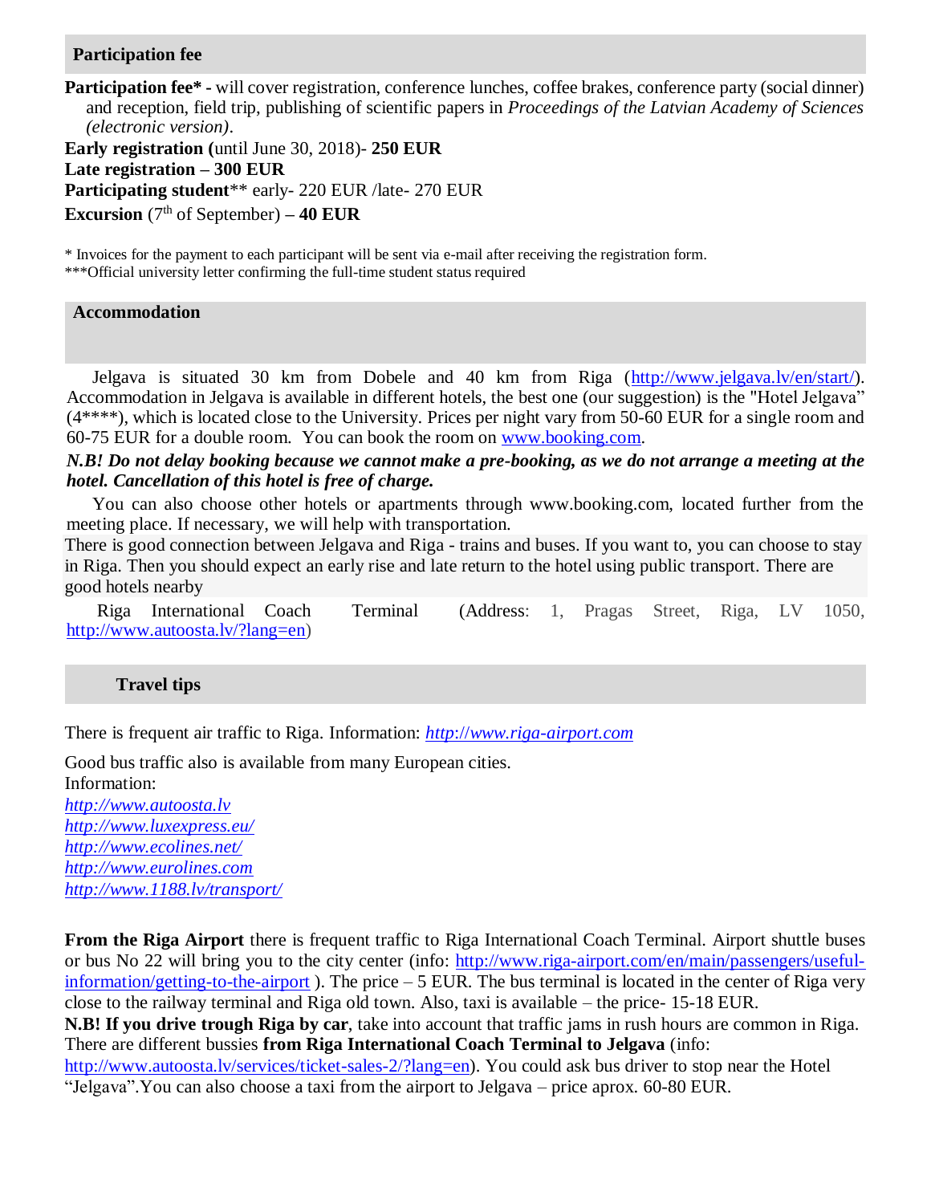## Participation fee

**Participation fee\* -** will cover registration, conference lunches, coffee brakes, conference party (social dinner) and reception, field trip, publishing of scientific papers in *Proceedings of the Latvian Academy of Sciences (electronic version)*.

**Early registration (**until June 30, 2018)- **250 EUR**

**Late registration – 300 EUR**

**Participating student**\*\* early- 220 EUR /late- 270 EUR

**Excursion** (7th of September) **– 40 EUR**

\* Invoices for the payment to each participant will be sent via e-mail after receiving the registration form.

\*\*\*Official university letter confirming the full-time student status required

## Accommodation

Jelgava is situated 30 km from Dobele and 40 km from Riga (http://www.jelgava.lv/en/start/). Accommodation in Jelgava is available in different hotels, the best one (our suggestion) is the "Hotel Jelgava" (4\*\*\*\*), which is located close to the University. Prices per night vary from 50-60 EUR for a single room and 60-75 EUR for a double room. You can book the room on www.booking.com.

***N.B! Do not delay booking because we cannot make a pre-booking, as we do not arrange a meeting at the hotel. Cancellation of this hotel is free of charge.***

You can also choose other hotels or apartments through www.booking.com, located further from the meeting place. If necessary, we will help with transportation.

There is good connection between Jelgava and Riga - trains and buses. If you want to, you can choose to stay in Riga. Then you should expect an early rise and late return to the hotel using public transport. There are good hotels nearby

Riga International Coach Terminal (Address: 1, Pragas Street, Riga, LV 1050, http://www.autoosta.lv/?lang=en)

## Travel tips

There is frequent air traffic to Riga. Information: *http://www.riga-airport.com*

Good bus traffic also is available from many European cities.
Information:
*http://www.autoosta.lv*
*http://www.luxexpress.eu/*
*http://www.ecolines.net/*
*http://www.eurolines.com*
*http://www.1188.lv/transport/*

**From the Riga Airport** there is frequent traffic to Riga International Coach Terminal. Airport shuttle buses or bus No 22 will bring you to the city center (info: http://www.riga-airport.com/en/main/passengers/useful-information/getting-to-the-airport ). The price – 5 EUR. The bus terminal is located in the center of Riga very close to the railway terminal and Riga old town. Also, taxi is available – the price- 15-18 EUR.

**N.B! If you drive trough Riga by car**, take into account that traffic jams in rush hours are common in Riga. There are different bussies **from Riga International Coach Terminal to Jelgava** (info: http://www.autoosta.lv/services/ticket-sales-2/?lang=en). You could ask bus driver to stop near the Hotel "Jelgava".You can also choose a taxi from the airport to Jelgava – price aprox. 60-80 EUR.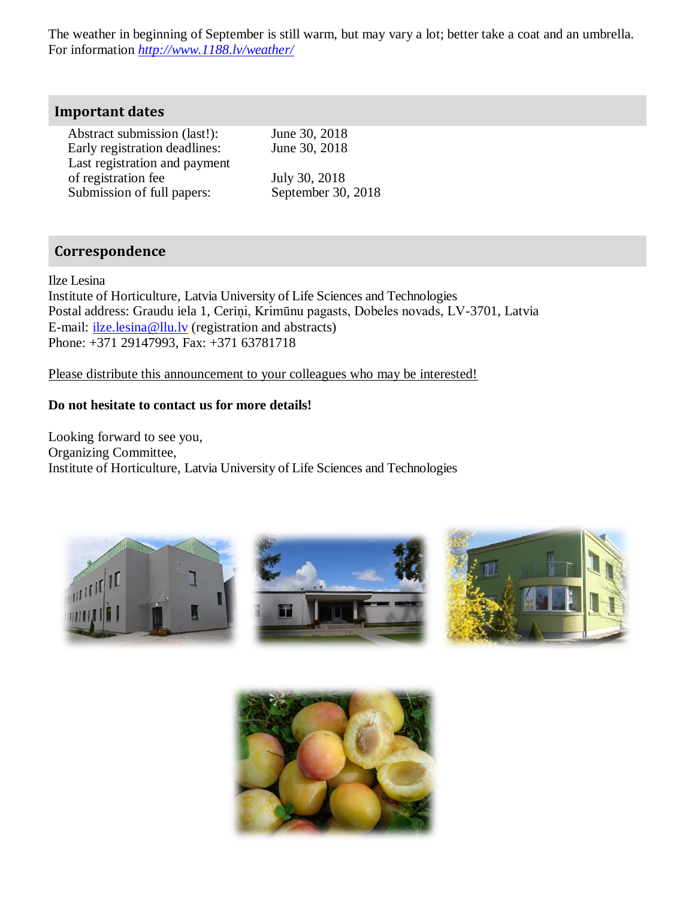The weather in beginning of September is still warm, but may vary a lot; better take a coat and an umbrella. For information *http://www.1188.lv/weather/*

## Important dates

| | |
|---|---|
| Abstract submission (last!): | June 30, 2018 |
| Early registration deadlines: | June 30, 2018 |
| Last registration and payment of registration fee | July 30, 2018 |
| Submission of full papers: | September 30, 2018 |

## Correspondence

Ilze Lesina
Institute of Horticulture, Latvia University of Life Sciences and Technologies
Postal address: Graudu iela 1, Ceriņi, Krimūnu pagasts, Dobeles novads, LV-3701, Latvia
E-mail: ilze.lesina@llu.lv (registration and abstracts)
Phone: +371 29147993, Fax: +371 63781718

Please distribute this announcement to your colleagues who may be interested!

**Do not hesitate to contact us for more details!**

Looking forward to see you,
Organizing Committee,
Institute of Horticulture, Latvia University of Life Sciences and Technologies